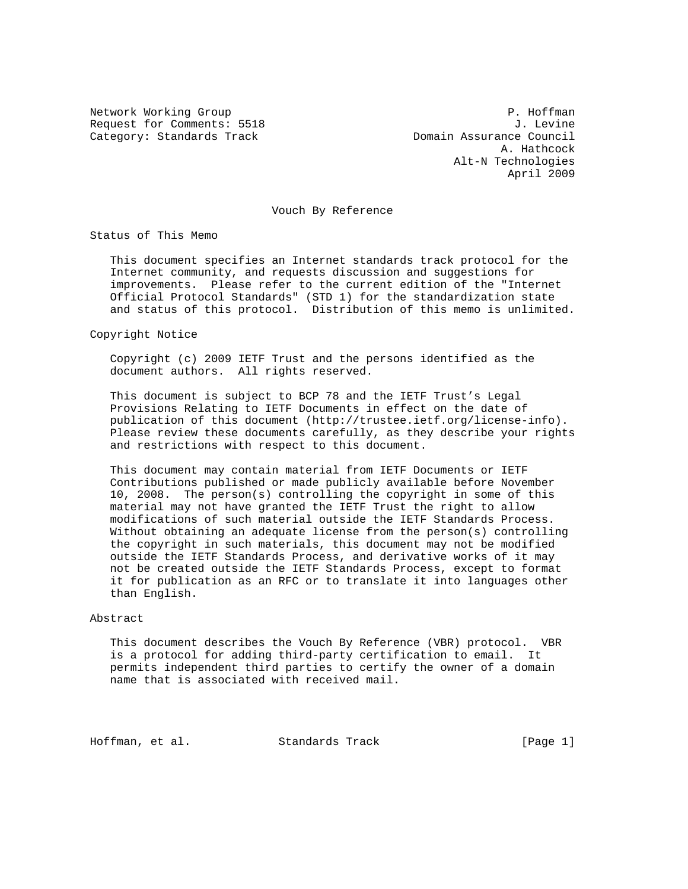Network Working Group P. Hoffman
Request for Comments: 5518 J. Levine
Category: Standards Track Domain Assurance Council
A. Hathcock
Alt-N Technologies
April 2009

# Vouch By Reference

## Status of This Memo

This document specifies an Internet standards track protocol for the Internet community, and requests discussion and suggestions for improvements. Please refer to the current edition of the "Internet Official Protocol Standards" (STD 1) for the standardization state and status of this protocol. Distribution of this memo is unlimited.

## Copyright Notice

Copyright (c) 2009 IETF Trust and the persons identified as the document authors. All rights reserved.

This document is subject to BCP 78 and the IETF Trust's Legal Provisions Relating to IETF Documents in effect on the date of publication of this document (http://trustee.ietf.org/license-info). Please review these documents carefully, as they describe your rights and restrictions with respect to this document.

This document may contain material from IETF Documents or IETF Contributions published or made publicly available before November 10, 2008. The person(s) controlling the copyright in some of this material may not have granted the IETF Trust the right to allow modifications of such material outside the IETF Standards Process. Without obtaining an adequate license from the person(s) controlling the copyright in such materials, this document may not be modified outside the IETF Standards Process, and derivative works of it may not be created outside the IETF Standards Process, except to format it for publication as an RFC or to translate it into languages other than English.

## Abstract

This document describes the Vouch By Reference (VBR) protocol. VBR is a protocol for adding third-party certification to email. It permits independent third parties to certify the owner of a domain name that is associated with received mail.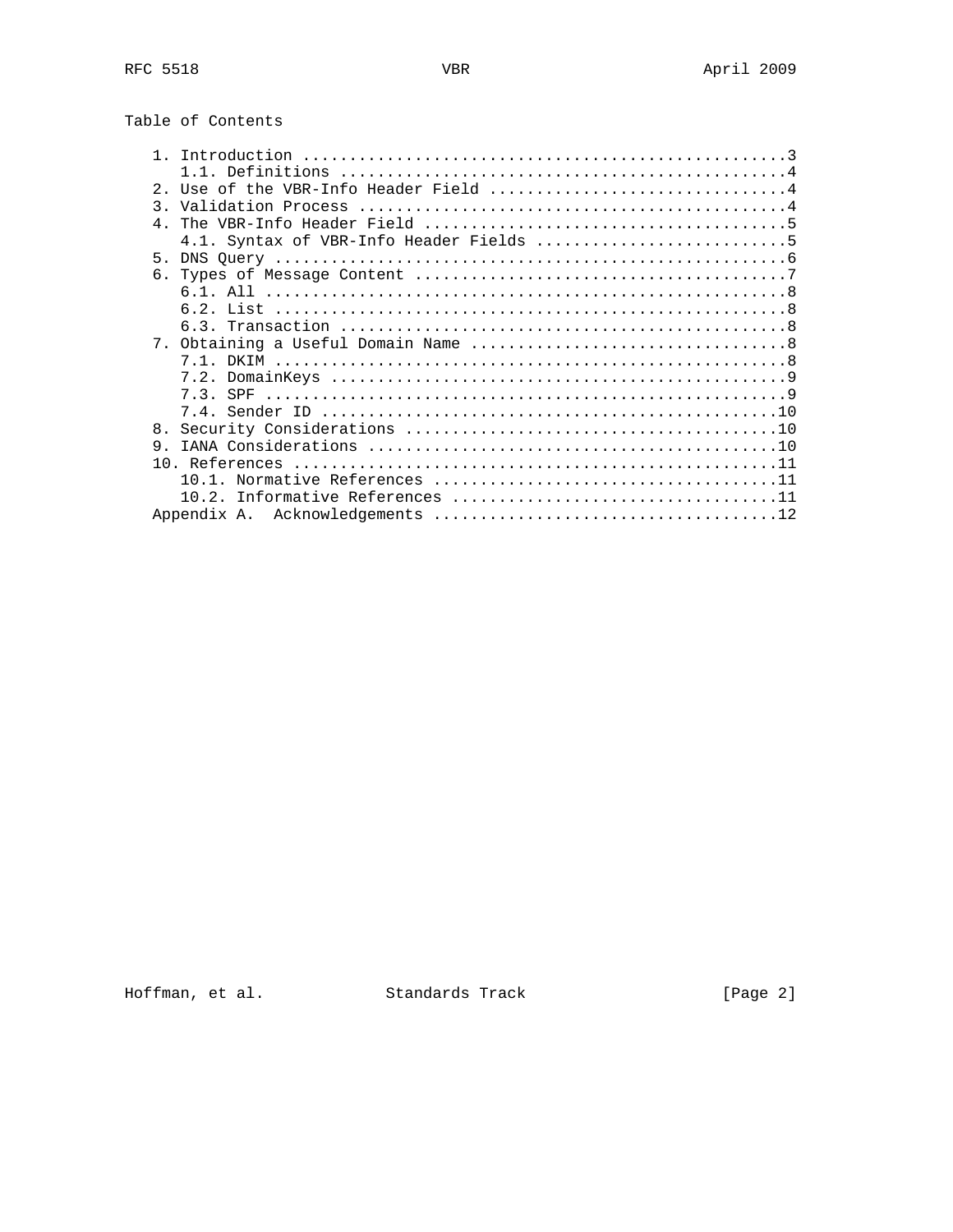## Table of Contents

```
   1. Introduction ....................................................3
      1.1. Definitions ................................................4
   2. Use of the VBR-Info Header Field ................................4
   3. Validation Process ..............................................4
   4. The VBR-Info Header Field .......................................5
      4.1. Syntax of VBR-Info Header Fields ...........................5
   5. DNS Query .......................................................6
   6. Types of Message Content ........................................7
      6.1. All ........................................................8
      6.2. List .......................................................8
      6.3. Transaction ................................................8
   7. Obtaining a Useful Domain Name ..................................8
      7.1. DKIM .......................................................8
      7.2. DomainKeys .................................................9
      7.3. SPF ........................................................9
      7.4. Sender ID .................................................10
   8. Security Considerations ........................................10
   9. IANA Considerations ............................................10
   10. References ....................................................11
      10.1. Normative References .....................................11
      10.2. Informative References ...................................11
   Appendix A.  Acknowledgements .....................................12
```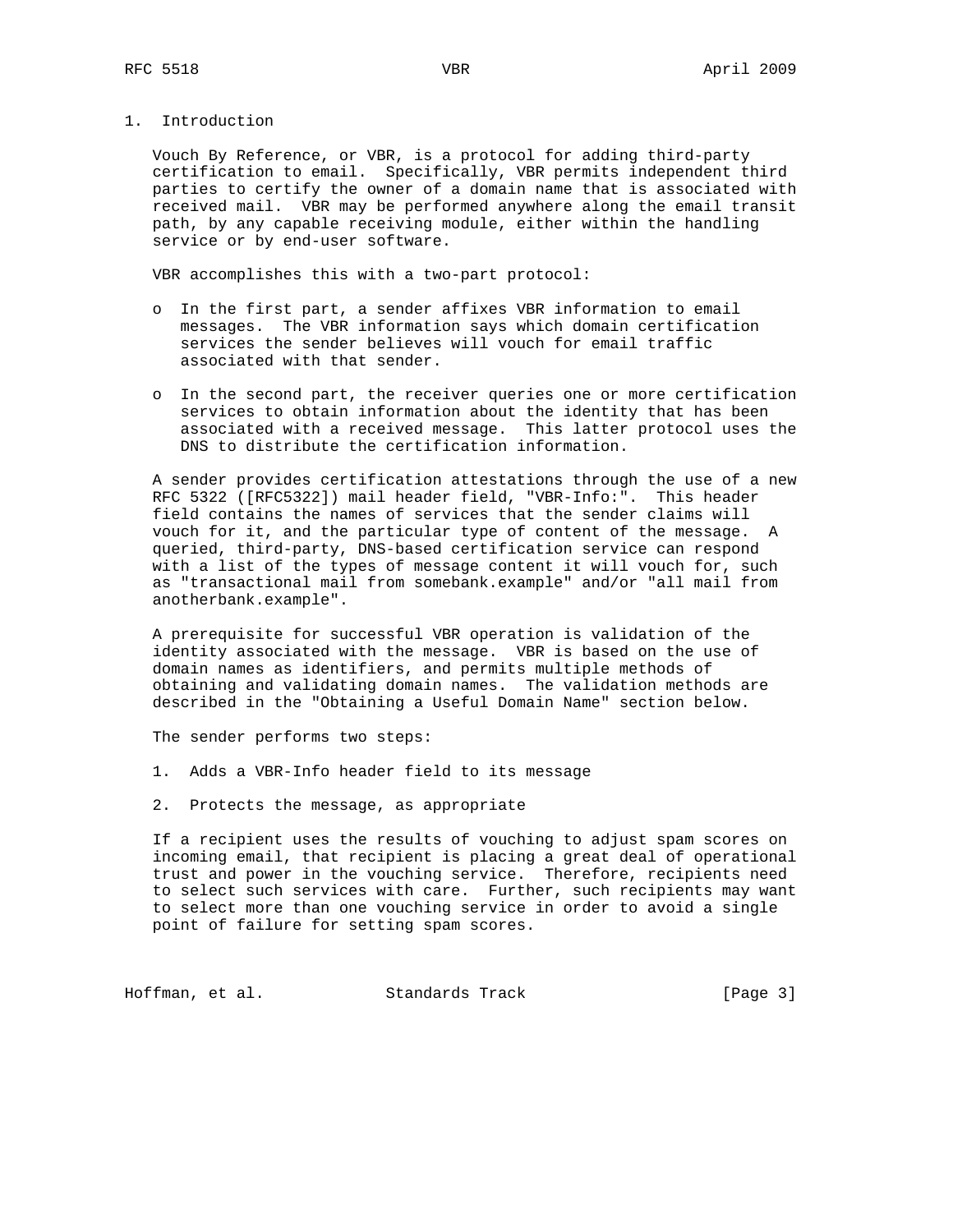# 1. Introduction

Vouch By Reference, or VBR, is a protocol for adding third-party certification to email. Specifically, VBR permits independent third parties to certify the owner of a domain name that is associated with received mail. VBR may be performed anywhere along the email transit path, by any capable receiving module, either within the handling service or by end-user software.

VBR accomplishes this with a two-part protocol:

- In the first part, a sender affixes VBR information to email messages. The VBR information says which domain certification services the sender believes will vouch for email traffic associated with that sender.
- In the second part, the receiver queries one or more certification services to obtain information about the identity that has been associated with a received message. This latter protocol uses the DNS to distribute the certification information.

A sender provides certification attestations through the use of a new RFC 5322 ([RFC5322]) mail header field, "VBR-Info:". This header field contains the names of services that the sender claims will vouch for it, and the particular type of content of the message. A queried, third-party, DNS-based certification service can respond with a list of the types of message content it will vouch for, such as "transactional mail from somebank.example" and/or "all mail from anotherbank.example".

A prerequisite for successful VBR operation is validation of the identity associated with the message. VBR is based on the use of domain names as identifiers, and permits multiple methods of obtaining and validating domain names. The validation methods are described in the "Obtaining a Useful Domain Name" section below.

The sender performs two steps:

1. Adds a VBR-Info header field to its message
2. Protects the message, as appropriate

If a recipient uses the results of vouching to adjust spam scores on incoming email, that recipient is placing a great deal of operational trust and power in the vouching service. Therefore, recipients need to select such services with care. Further, such recipients may want to select more than one vouching service in order to avoid a single point of failure for setting spam scores.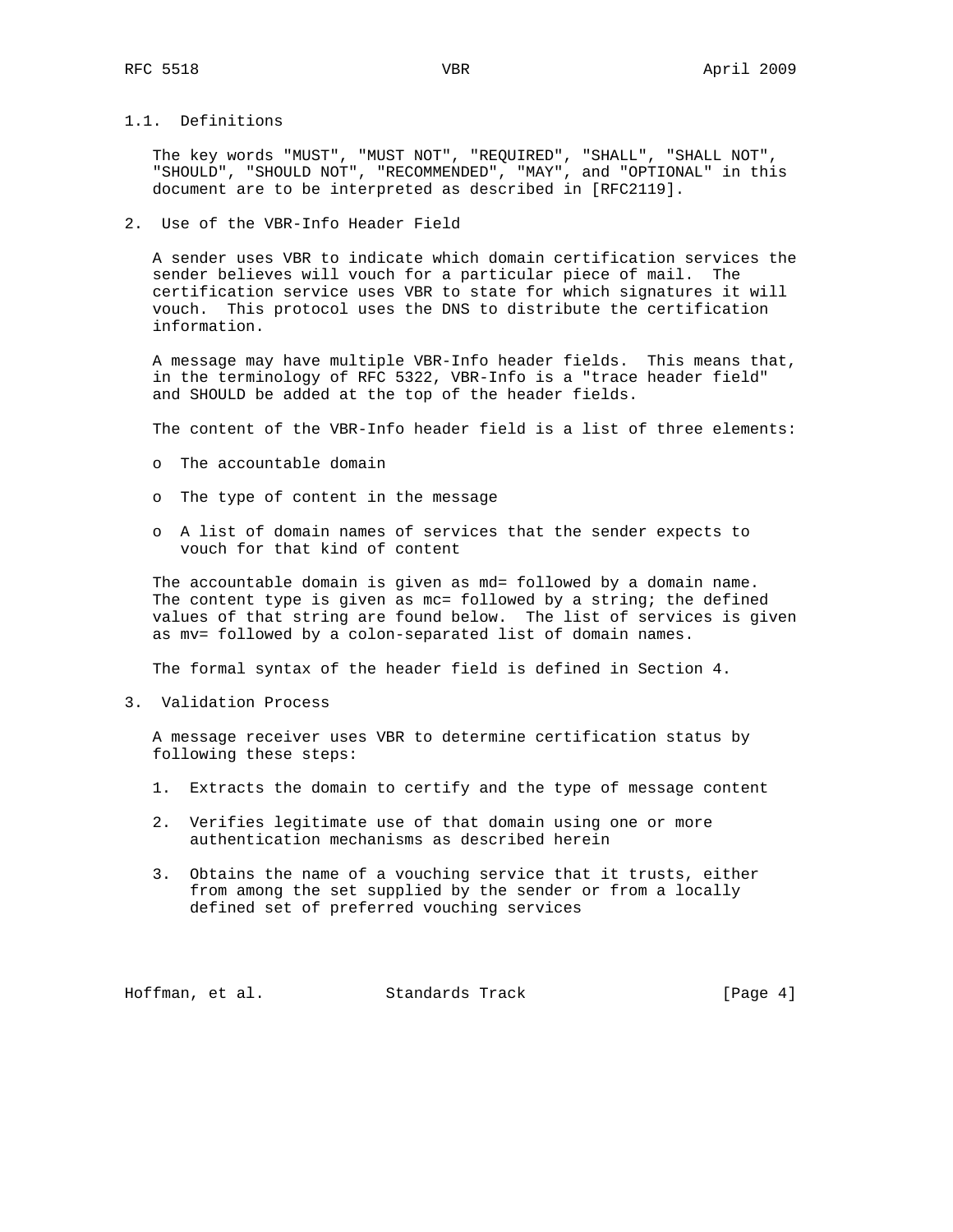### 1.1. Definitions

The key words "MUST", "MUST NOT", "REQUIRED", "SHALL", "SHALL NOT", "SHOULD", "SHOULD NOT", "RECOMMENDED", "MAY", and "OPTIONAL" in this document are to be interpreted as described in [RFC2119].

## 2. Use of the VBR-Info Header Field

A sender uses VBR to indicate which domain certification services the sender believes will vouch for a particular piece of mail. The certification service uses VBR to state for which signatures it will vouch. This protocol uses the DNS to distribute the certification information.

A message may have multiple VBR-Info header fields. This means that, in the terminology of RFC 5322, VBR-Info is a "trace header field" and SHOULD be added at the top of the header fields.

The content of the VBR-Info header field is a list of three elements:

- The accountable domain
- The type of content in the message
- A list of domain names of services that the sender expects to vouch for that kind of content

The accountable domain is given as md= followed by a domain name. The content type is given as mc= followed by a string; the defined values of that string are found below. The list of services is given as mv= followed by a colon-separated list of domain names.

The formal syntax of the header field is defined in Section 4.

## 3. Validation Process

A message receiver uses VBR to determine certification status by following these steps:

1. Extracts the domain to certify and the type of message content
2. Verifies legitimate use of that domain using one or more authentication mechanisms as described herein
3. Obtains the name of a vouching service that it trusts, either from among the set supplied by the sender or from a locally defined set of preferred vouching services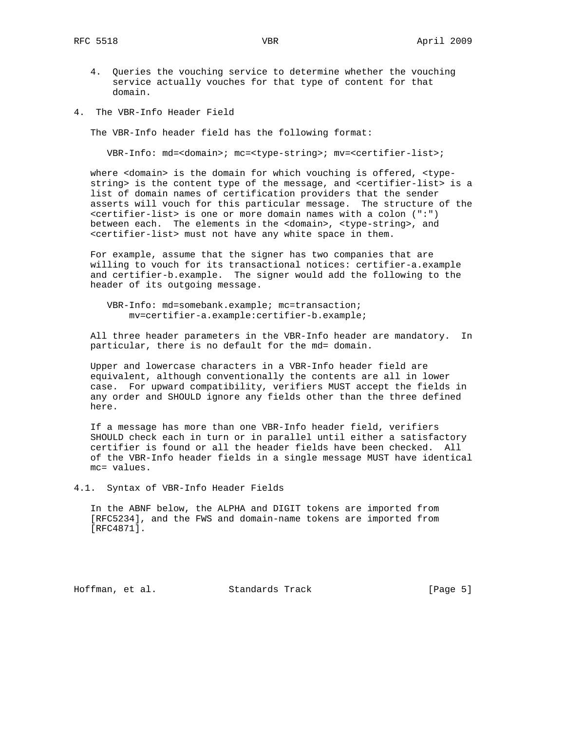4. Queries the vouching service to determine whether the vouching service actually vouches for that type of content for that domain.

## 4. The VBR-Info Header Field

The VBR-Info header field has the following format:

```
VBR-Info: md=<domain>; mc=<type-string>; mv=<certifier-list>;
```

where <domain> is the domain for which vouching is offered, <type-string> is the content type of the message, and <certifier-list> is a list of domain names of certification providers that the sender asserts will vouch for this particular message. The structure of the <certifier-list> is one or more domain names with a colon (":") between each. The elements in the <domain>, <type-string>, and <certifier-list> must not have any white space in them.

For example, assume that the signer has two companies that are willing to vouch for its transactional notices: certifier-a.example and certifier-b.example. The signer would add the following to the header of its outgoing message.

```
VBR-Info: md=somebank.example; mc=transaction;
    mv=certifier-a.example:certifier-b.example;
```

All three header parameters in the VBR-Info header are mandatory. In particular, there is no default for the md= domain.

Upper and lowercase characters in a VBR-Info header field are equivalent, although conventionally the contents are all in lower case. For upward compatibility, verifiers MUST accept the fields in any order and SHOULD ignore any fields other than the three defined here.

If a message has more than one VBR-Info header field, verifiers SHOULD check each in turn or in parallel until either a satisfactory certifier is found or all the header fields have been checked. All of the VBR-Info header fields in a single message MUST have identical mc= values.

### 4.1. Syntax of VBR-Info Header Fields

In the ABNF below, the ALPHA and DIGIT tokens are imported from [RFC5234], and the FWS and domain-name tokens are imported from [RFC4871].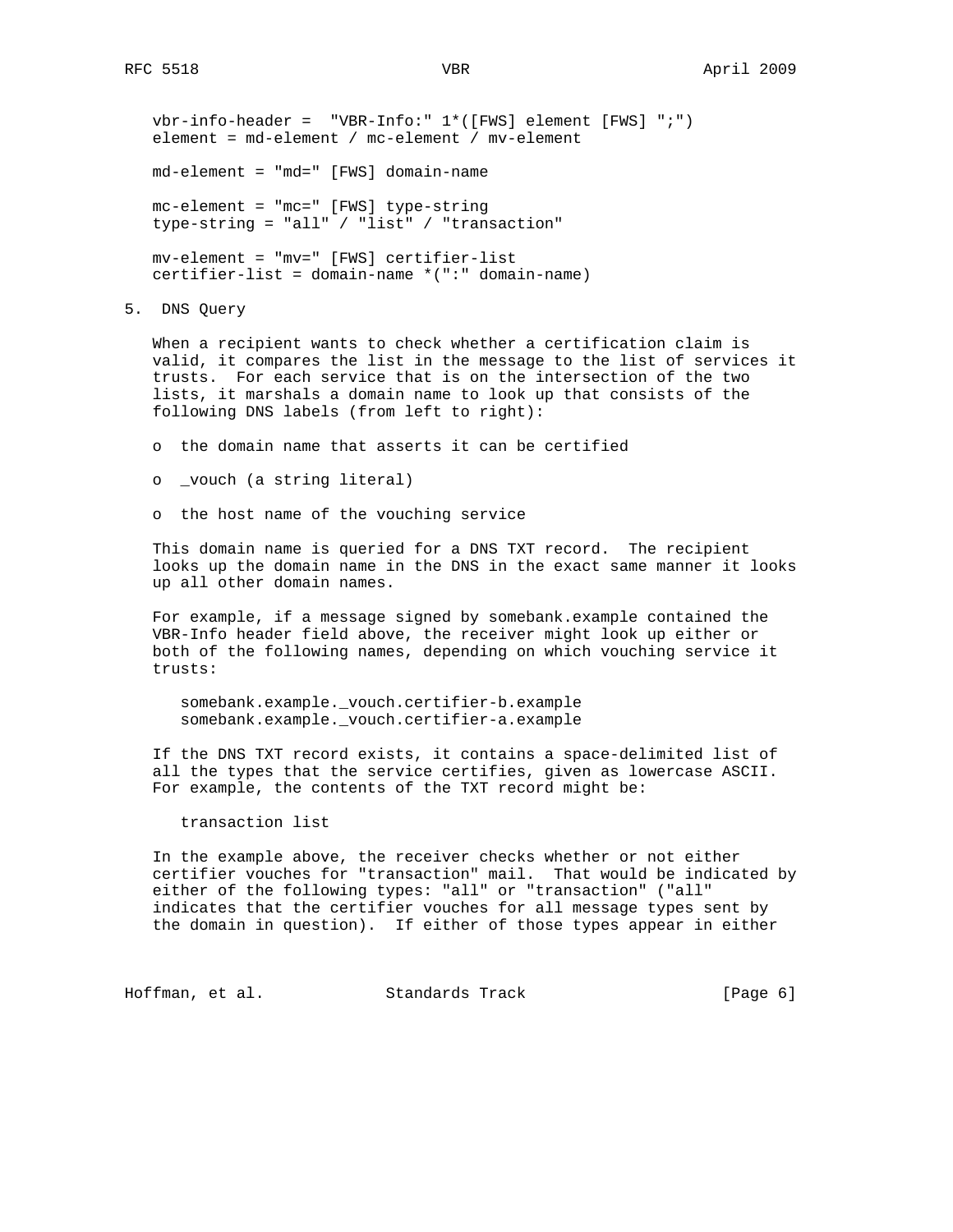```
vbr-info-header =  "VBR-Info:" 1*([FWS] element [FWS] ";")
element = md-element / mc-element / mv-element

md-element = "md=" [FWS] domain-name

mc-element = "mc=" [FWS] type-string
type-string = "all" / "list" / "transaction"

mv-element = "mv=" [FWS] certifier-list
certifier-list = domain-name *(":" domain-name)
```

## 5. DNS Query

When a recipient wants to check whether a certification claim is valid, it compares the list in the message to the list of services it trusts. For each service that is on the intersection of the two lists, it marshals a domain name to look up that consists of the following DNS labels (from left to right):

- the domain name that asserts it can be certified
- _vouch (a string literal)
- the host name of the vouching service

This domain name is queried for a DNS TXT record. The recipient looks up the domain name in the DNS in the exact same manner it looks up all other domain names.

For example, if a message signed by somebank.example contained the VBR-Info header field above, the receiver might look up either or both of the following names, depending on which vouching service it trusts:

```
somebank.example._vouch.certifier-b.example
somebank.example._vouch.certifier-a.example
```

If the DNS TXT record exists, it contains a space-delimited list of all the types that the service certifies, given as lowercase ASCII. For example, the contents of the TXT record might be:

```
transaction list
```

In the example above, the receiver checks whether or not either certifier vouches for "transaction" mail. That would be indicated by either of the following types: "all" or "transaction" ("all" indicates that the certifier vouches for all message types sent by the domain in question). If either of those types appear in either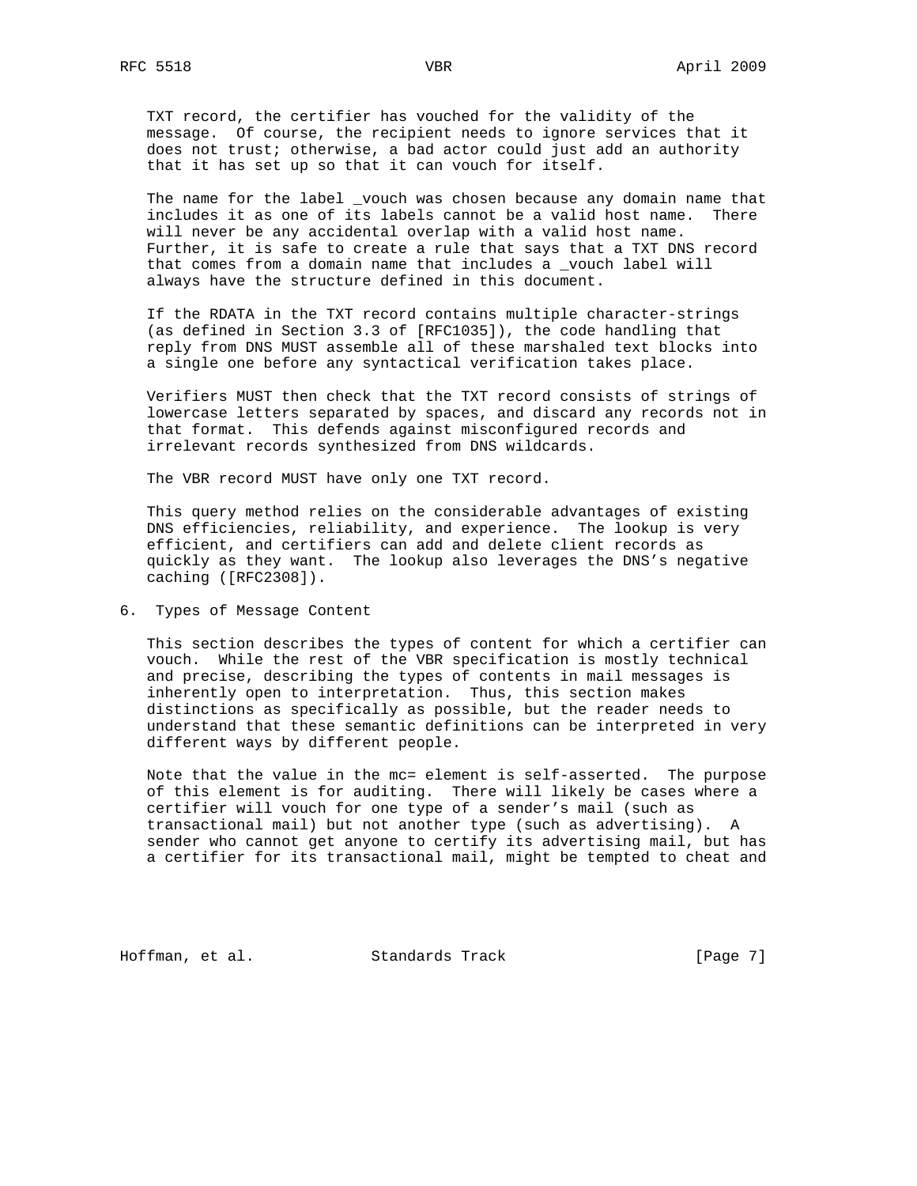TXT record, the certifier has vouched for the validity of the message. Of course, the recipient needs to ignore services that it does not trust; otherwise, a bad actor could just add an authority that it has set up so that it can vouch for itself.

The name for the label _vouch was chosen because any domain name that includes it as one of its labels cannot be a valid host name. There will never be any accidental overlap with a valid host name. Further, it is safe to create a rule that says that a TXT DNS record that comes from a domain name that includes a _vouch label will always have the structure defined in this document.

If the RDATA in the TXT record contains multiple character-strings (as defined in Section 3.3 of [RFC1035]), the code handling that reply from DNS MUST assemble all of these marshaled text blocks into a single one before any syntactical verification takes place.

Verifiers MUST then check that the TXT record consists of strings of lowercase letters separated by spaces, and discard any records not in that format. This defends against misconfigured records and irrelevant records synthesized from DNS wildcards.

The VBR record MUST have only one TXT record.

This query method relies on the considerable advantages of existing DNS efficiencies, reliability, and experience. The lookup is very efficient, and certifiers can add and delete client records as quickly as they want. The lookup also leverages the DNS's negative caching ([RFC2308]).

# 6. Types of Message Content

This section describes the types of content for which a certifier can vouch. While the rest of the VBR specification is mostly technical and precise, describing the types of contents in mail messages is inherently open to interpretation. Thus, this section makes distinctions as specifically as possible, but the reader needs to understand that these semantic definitions can be interpreted in very different ways by different people.

Note that the value in the mc= element is self-asserted. The purpose of this element is for auditing. There will likely be cases where a certifier will vouch for one type of a sender's mail (such as transactional mail) but not another type (such as advertising). A sender who cannot get anyone to certify its advertising mail, but has a certifier for its transactional mail, might be tempted to cheat and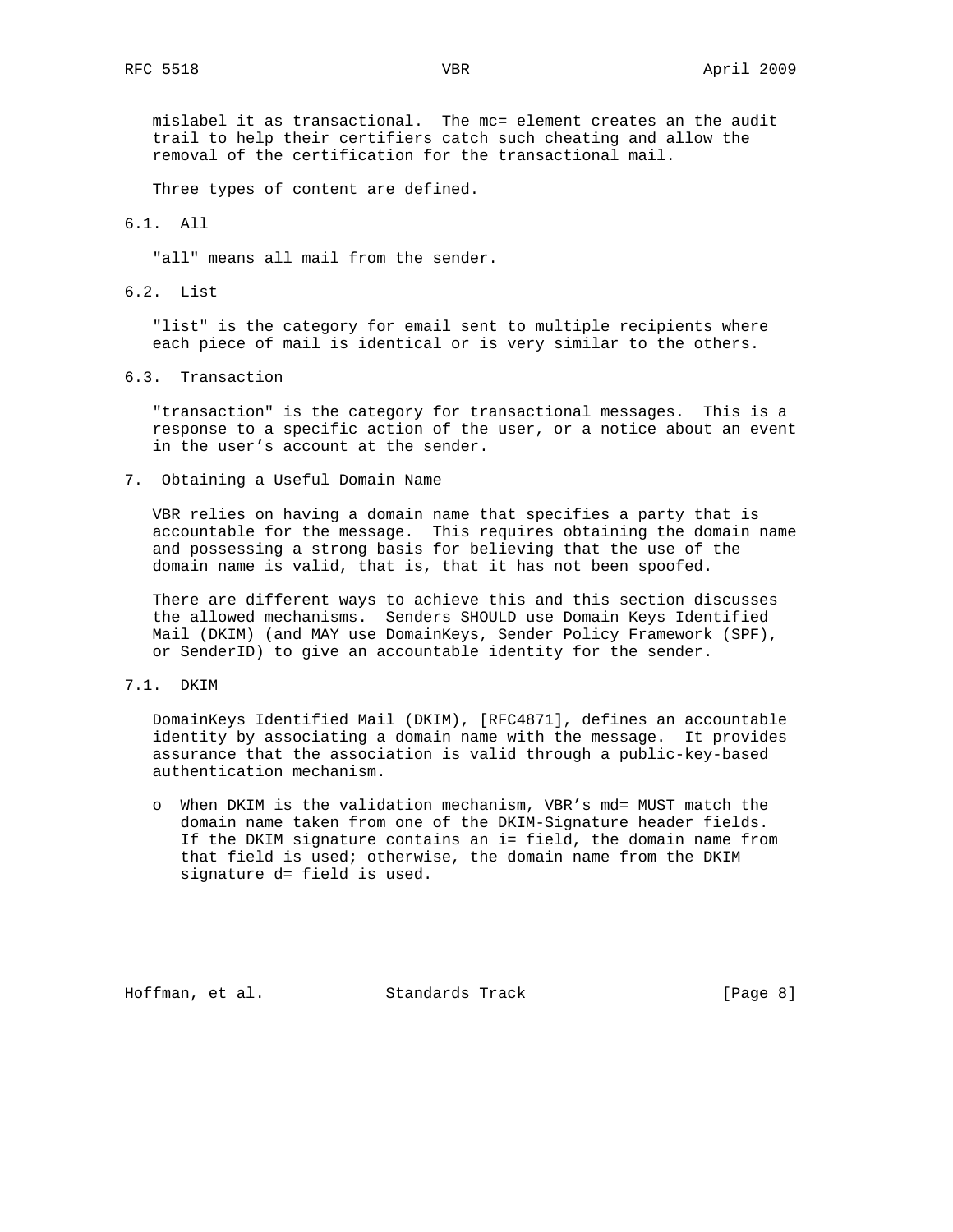mislabel it as transactional. The mc= element creates an the audit trail to help their certifiers catch such cheating and allow the removal of the certification for the transactional mail.

Three types of content are defined.

## 6.1. All

"all" means all mail from the sender.

## 6.2. List

"list" is the category for email sent to multiple recipients where each piece of mail is identical or is very similar to the others.

## 6.3. Transaction

"transaction" is the category for transactional messages. This is a response to a specific action of the user, or a notice about an event in the user's account at the sender.

# 7. Obtaining a Useful Domain Name

VBR relies on having a domain name that specifies a party that is accountable for the message. This requires obtaining the domain name and possessing a strong basis for believing that the use of the domain name is valid, that is, that it has not been spoofed.

There are different ways to achieve this and this section discusses the allowed mechanisms. Senders SHOULD use Domain Keys Identified Mail (DKIM) (and MAY use DomainKeys, Sender Policy Framework (SPF), or SenderID) to give an accountable identity for the sender.

## 7.1. DKIM

DomainKeys Identified Mail (DKIM), [RFC4871], defines an accountable identity by associating a domain name with the message. It provides assurance that the association is valid through a public-key-based authentication mechanism.

- When DKIM is the validation mechanism, VBR's md= MUST match the domain name taken from one of the DKIM-Signature header fields. If the DKIM signature contains an i= field, the domain name from that field is used; otherwise, the domain name from the DKIM signature d= field is used.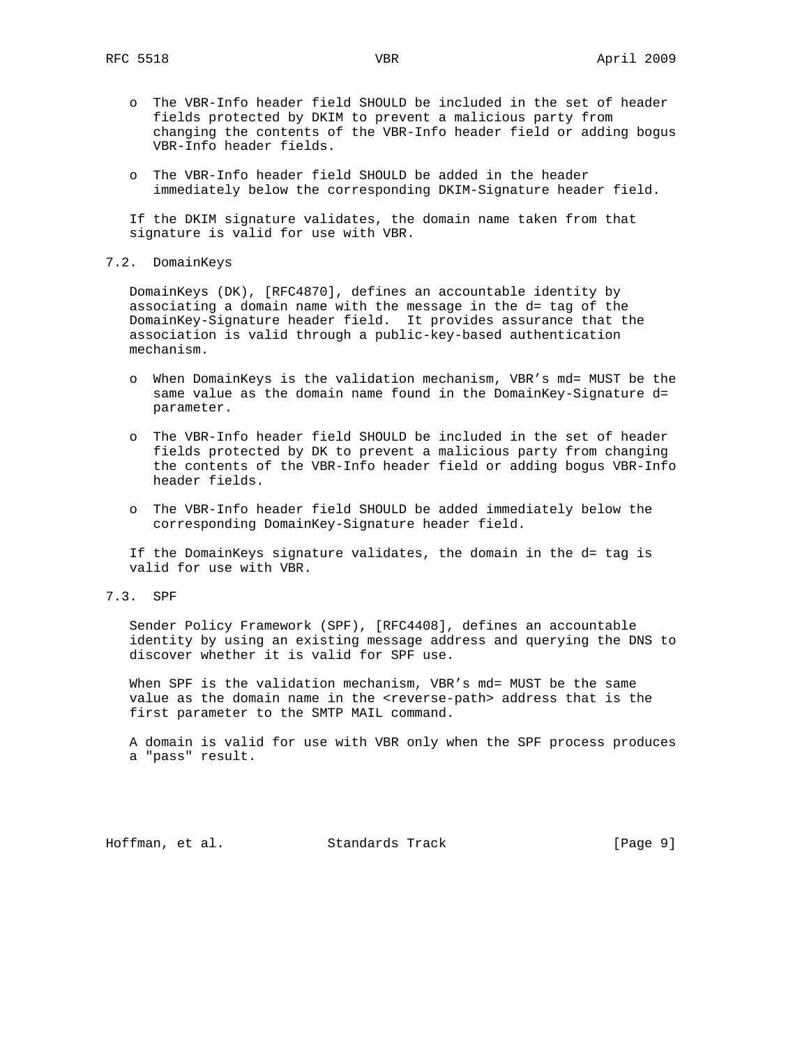- The VBR-Info header field SHOULD be included in the set of header fields protected by DKIM to prevent a malicious party from changing the contents of the VBR-Info header field or adding bogus VBR-Info header fields.

- The VBR-Info header field SHOULD be added in the header immediately below the corresponding DKIM-Signature header field.

If the DKIM signature validates, the domain name taken from that signature is valid for use with VBR.

## 7.2. DomainKeys

DomainKeys (DK), [RFC4870], defines an accountable identity by associating a domain name with the message in the d= tag of the DomainKey-Signature header field. It provides assurance that the association is valid through a public-key-based authentication mechanism.

- When DomainKeys is the validation mechanism, VBR's md= MUST be the same value as the domain name found in the DomainKey-Signature d= parameter.

- The VBR-Info header field SHOULD be included in the set of header fields protected by DK to prevent a malicious party from changing the contents of the VBR-Info header field or adding bogus VBR-Info header fields.

- The VBR-Info header field SHOULD be added immediately below the corresponding DomainKey-Signature header field.

If the DomainKeys signature validates, the domain in the d= tag is valid for use with VBR.

## 7.3. SPF

Sender Policy Framework (SPF), [RFC4408], defines an accountable identity by using an existing message address and querying the DNS to discover whether it is valid for SPF use.

When SPF is the validation mechanism, VBR's md= MUST be the same value as the domain name in the <reverse-path> address that is the first parameter to the SMTP MAIL command.

A domain is valid for use with VBR only when the SPF process produces a "pass" result.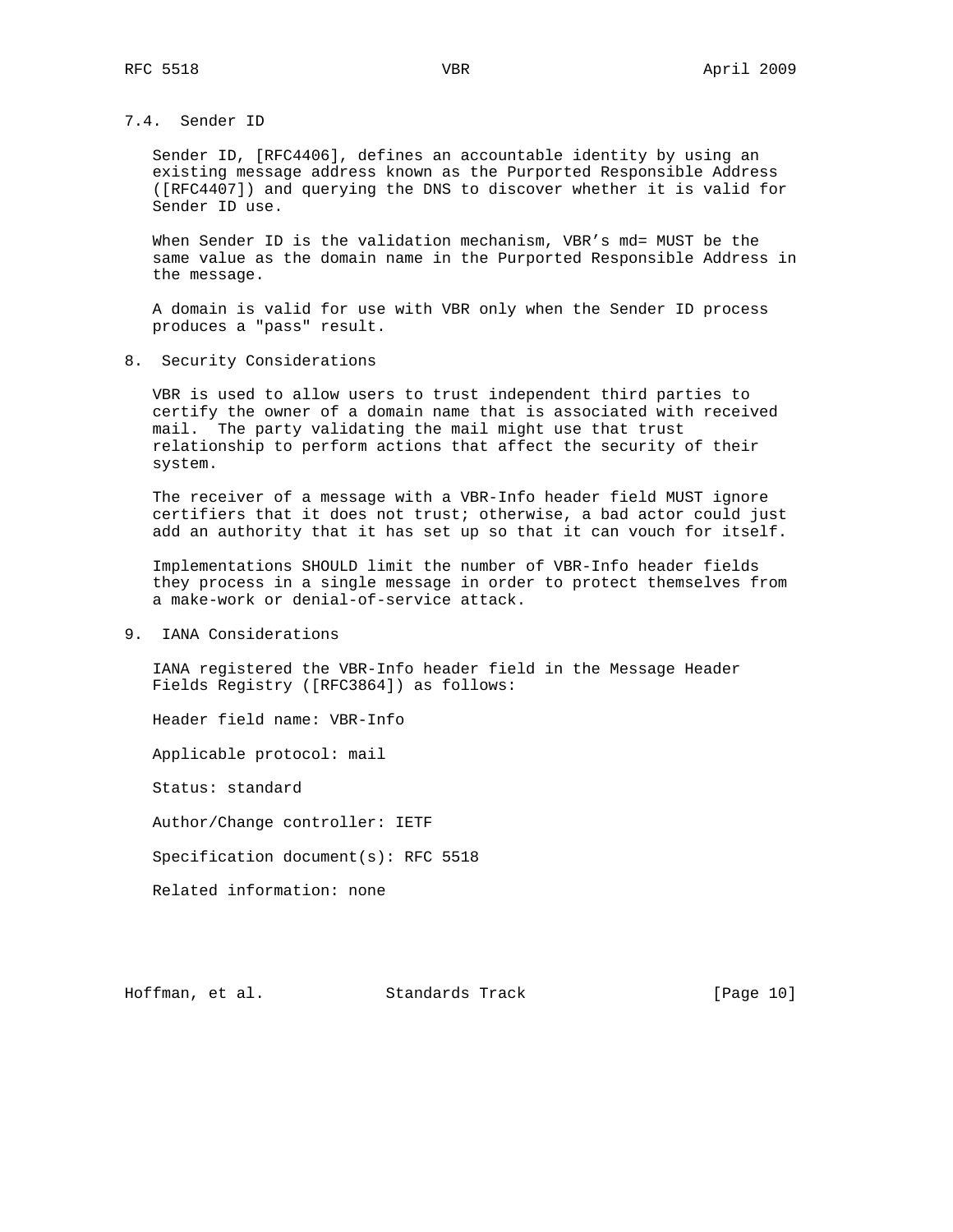### 7.4. Sender ID

Sender ID, [RFC4406], defines an accountable identity by using an existing message address known as the Purported Responsible Address ([RFC4407]) and querying the DNS to discover whether it is valid for Sender ID use.

When Sender ID is the validation mechanism, VBR's md= MUST be the same value as the domain name in the Purported Responsible Address in the message.

A domain is valid for use with VBR only when the Sender ID process produces a "pass" result.

## 8. Security Considerations

VBR is used to allow users to trust independent third parties to certify the owner of a domain name that is associated with received mail. The party validating the mail might use that trust relationship to perform actions that affect the security of their system.

The receiver of a message with a VBR-Info header field MUST ignore certifiers that it does not trust; otherwise, a bad actor could just add an authority that it has set up so that it can vouch for itself.

Implementations SHOULD limit the number of VBR-Info header fields they process in a single message in order to protect themselves from a make-work or denial-of-service attack.

## 9. IANA Considerations

IANA registered the VBR-Info header field in the Message Header Fields Registry ([RFC3864]) as follows:

Header field name: VBR-Info

Applicable protocol: mail

Status: standard

Author/Change controller: IETF

Specification document(s): RFC 5518

Related information: none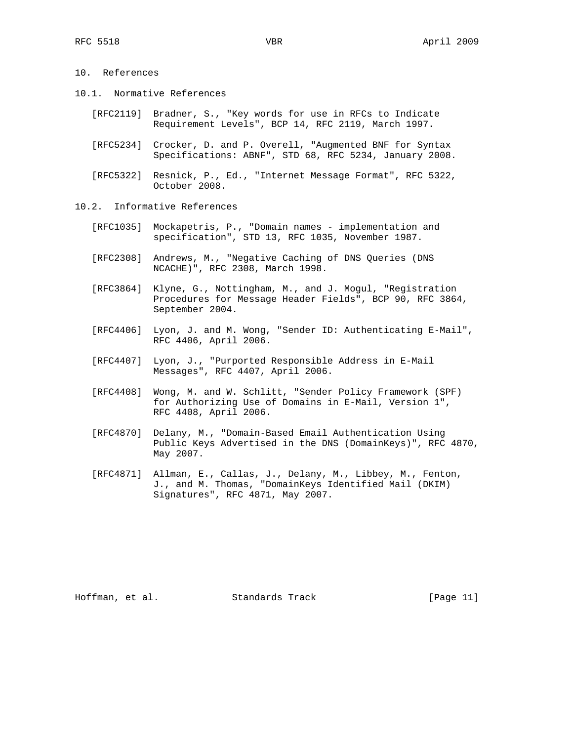## 10. References

### 10.1. Normative References

[RFC2119] Bradner, S., "Key words for use in RFCs to Indicate Requirement Levels", BCP 14, RFC 2119, March 1997.

[RFC5234] Crocker, D. and P. Overell, "Augmented BNF for Syntax Specifications: ABNF", STD 68, RFC 5234, January 2008.

[RFC5322] Resnick, P., Ed., "Internet Message Format", RFC 5322, October 2008.

### 10.2. Informative References

[RFC1035] Mockapetris, P., "Domain names - implementation and specification", STD 13, RFC 1035, November 1987.

[RFC2308] Andrews, M., "Negative Caching of DNS Queries (DNS NCACHE)", RFC 2308, March 1998.

[RFC3864] Klyne, G., Nottingham, M., and J. Mogul, "Registration Procedures for Message Header Fields", BCP 90, RFC 3864, September 2004.

[RFC4406] Lyon, J. and M. Wong, "Sender ID: Authenticating E-Mail", RFC 4406, April 2006.

[RFC4407] Lyon, J., "Purported Responsible Address in E-Mail Messages", RFC 4407, April 2006.

[RFC4408] Wong, M. and W. Schlitt, "Sender Policy Framework (SPF) for Authorizing Use of Domains in E-Mail, Version 1", RFC 4408, April 2006.

[RFC4870] Delany, M., "Domain-Based Email Authentication Using Public Keys Advertised in the DNS (DomainKeys)", RFC 4870, May 2007.

[RFC4871] Allman, E., Callas, J., Delany, M., Libbey, M., Fenton, J., and M. Thomas, "DomainKeys Identified Mail (DKIM) Signatures", RFC 4871, May 2007.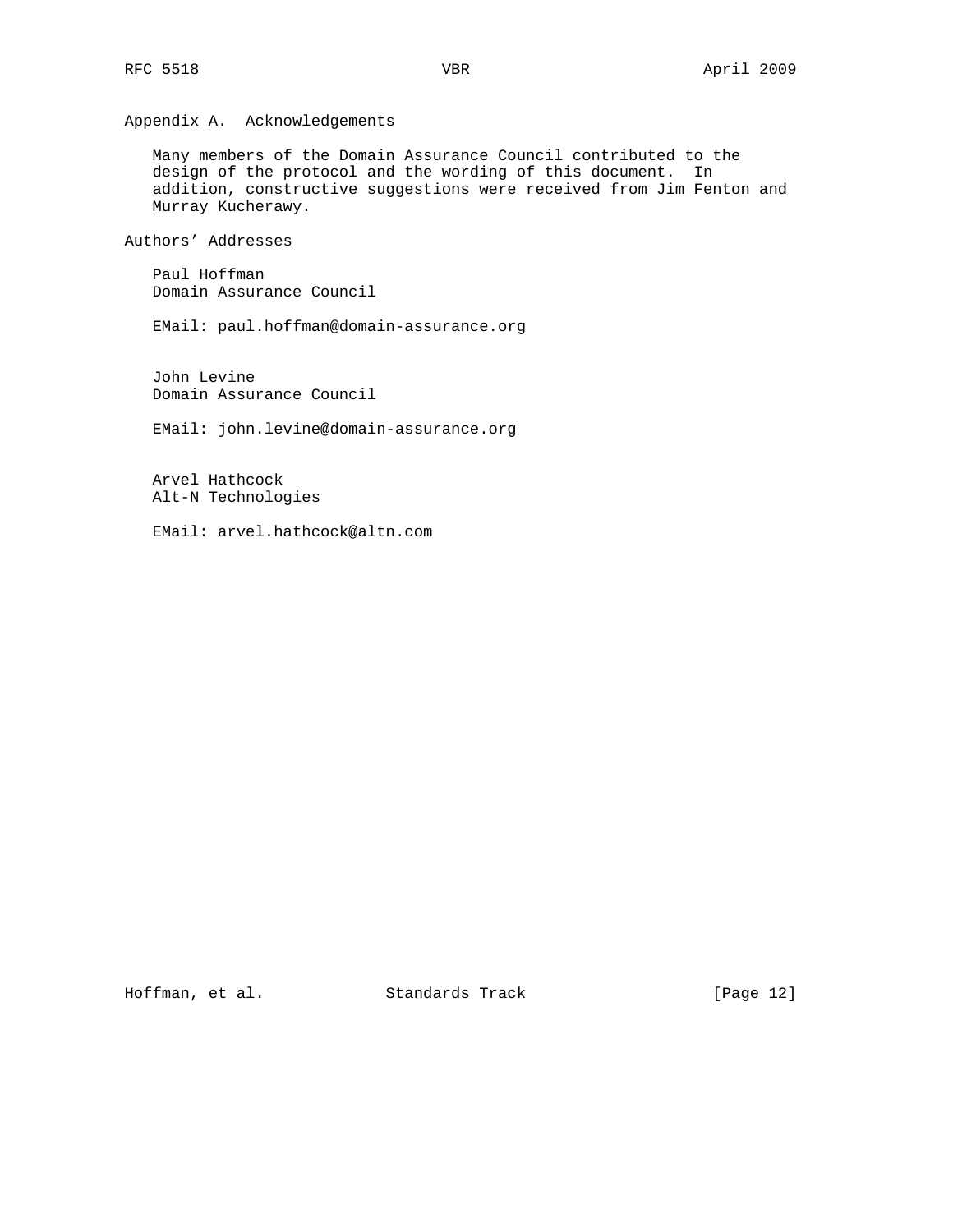## Appendix A. Acknowledgements

Many members of the Domain Assurance Council contributed to the design of the protocol and the wording of this document. In addition, constructive suggestions were received from Jim Fenton and Murray Kucherawy.

## Authors' Addresses

Paul Hoffman
Domain Assurance Council

EMail: paul.hoffman@domain-assurance.org

John Levine
Domain Assurance Council

EMail: john.levine@domain-assurance.org

Arvel Hathcock
Alt-N Technologies

EMail: arvel.hathcock@altn.com